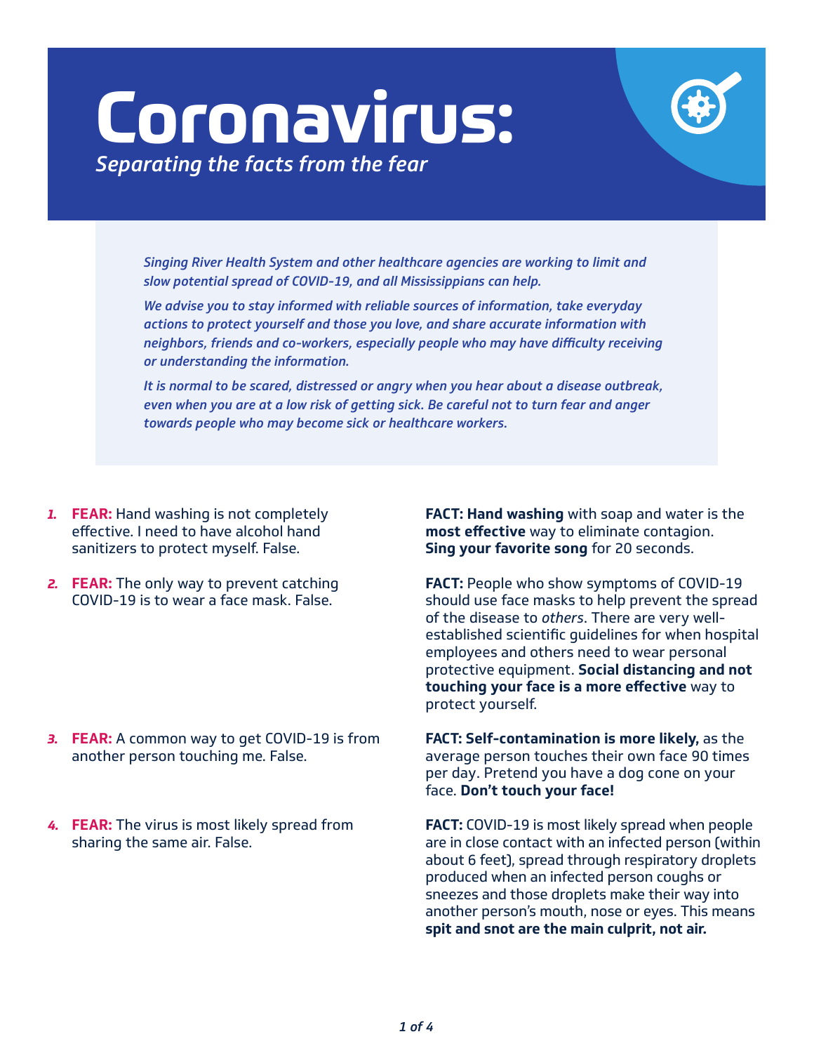# Coronavirus:

*Separating the facts from the fear*

*Singing River Health System and other healthcare agencies are working to limit and slow potential spread of COVID-19, and all Mississippians can help.*

*We advise you to stay informed with reliable sources of information, take everyday actions to protect yourself and those you love, and share accurate information with neighbors, friends and co-workers, especially people who may have difficulty receiving or understanding the information.*

*It is normal to be scared, distressed or angry when you hear about a disease outbreak, even when you are at a low risk of getting sick. Be careful not to turn fear and anger towards people who may become sick or healthcare workers.*

1. **FEAR:** Hand washing is not completely effective. I need to have alcohol hand sanitizers to protect myself. False.

   **FACT: Hand washing** with soap and water is the **most effective** way to eliminate contagion. **Sing your favorite song** for 20 seconds.

2. **FEAR:** The only way to prevent catching COVID-19 is to wear a face mask. False.

   **FACT:** People who show symptoms of COVID-19 should use face masks to help prevent the spread of the disease to *others*. There are very well-established scientific guidelines for when hospital employees and others need to wear personal protective equipment. **Social distancing and not touching your face is a more effective** way to protect yourself.

3. **FEAR:** A common way to get COVID-19 is from another person touching me. False.

   **FACT: Self-contamination is more likely,** as the average person touches their own face 90 times per day. Pretend you have a dog cone on your face. **Don't touch your face!**

4. **FEAR:** The virus is most likely spread from sharing the same air. False.

   **FACT:** COVID-19 is most likely spread when people are in close contact with an infected person (within about 6 feet), spread through respiratory droplets produced when an infected person coughs or sneezes and those droplets make their way into another person's mouth, nose or eyes. This means **spit and snot are the main culprit, not air.**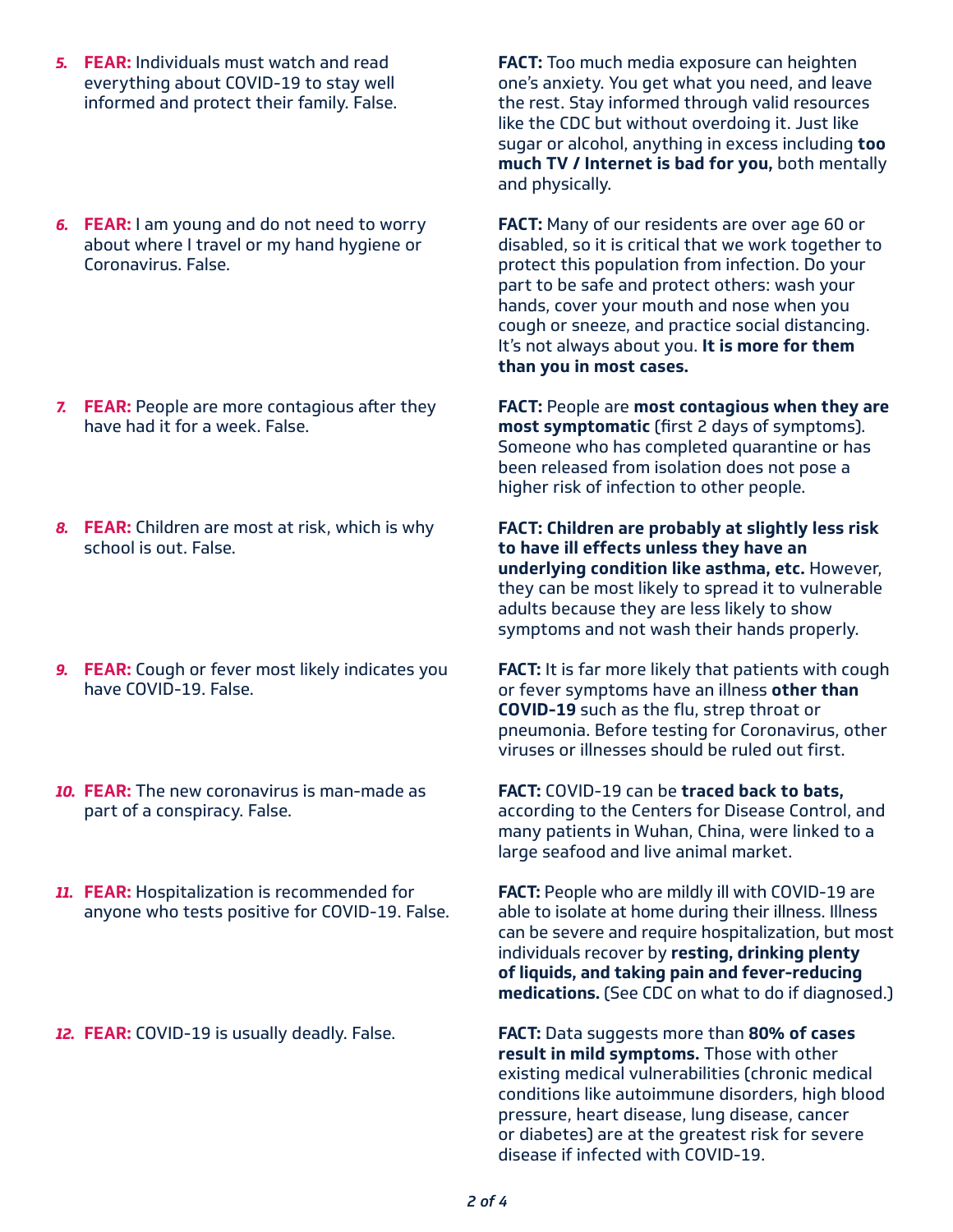5. **FEAR:** Individuals must watch and read everything about COVID-19 to stay well informed and protect their family. False.

   **FACT:** Too much media exposure can heighten one's anxiety. You get what you need, and leave the rest. Stay informed through valid resources like the CDC but without overdoing it. Just like sugar or alcohol, anything in excess including **too much TV / Internet is bad for you,** both mentally and physically.

6. **FEAR:** I am young and do not need to worry about where I travel or my hand hygiene or Coronavirus. False.

   **FACT:** Many of our residents are over age 60 or disabled, so it is critical that we work together to protect this population from infection. Do your part to be safe and protect others: wash your hands, cover your mouth and nose when you cough or sneeze, and practice social distancing. It's not always about you. **It is more for them than you in most cases.**

7. **FEAR:** People are more contagious after they have had it for a week. False.

   **FACT:** People are **most contagious when they are most symptomatic** (first 2 days of symptoms). Someone who has completed quarantine or has been released from isolation does not pose a higher risk of infection to other people.

8. **FEAR:** Children are most at risk, which is why school is out. False.

   **FACT: Children are probably at slightly less risk to have ill effects unless they have an underlying condition like asthma, etc.** However, they can be most likely to spread it to vulnerable adults because they are less likely to show symptoms and not wash their hands properly.

9. **FEAR:** Cough or fever most likely indicates you have COVID-19. False.

   **FACT:** It is far more likely that patients with cough or fever symptoms have an illness **other than COVID-19** such as the flu, strep throat or pneumonia. Before testing for Coronavirus, other viruses or illnesses should be ruled out first.

10. **FEAR:** The new coronavirus is man-made as part of a conspiracy. False.

    **FACT:** COVID-19 can be **traced back to bats,** according to the Centers for Disease Control, and many patients in Wuhan, China, were linked to a large seafood and live animal market.

11. **FEAR:** Hospitalization is recommended for anyone who tests positive for COVID-19. False.

    **FACT:** People who are mildly ill with COVID-19 are able to isolate at home during their illness. Illness can be severe and require hospitalization, but most individuals recover by **resting, drinking plenty of liquids, and taking pain and fever-reducing medications.** (See CDC on what to do if diagnosed.)

12. **FEAR:** COVID-19 is usually deadly. False.

    **FACT:** Data suggests more than **80% of cases result in mild symptoms.** Those with other existing medical vulnerabilities (chronic medical conditions like autoimmune disorders, high blood pressure, heart disease, lung disease, cancer or diabetes) are at the greatest risk for severe disease if infected with COVID-19.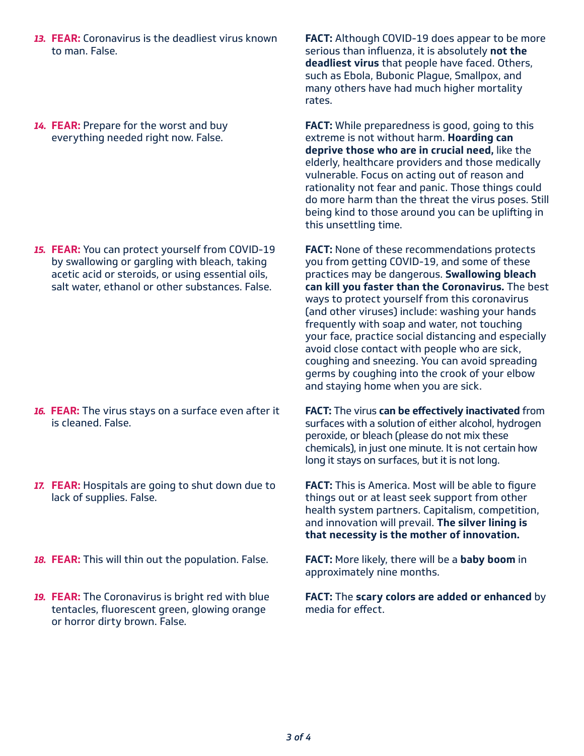13. **FEAR:** Coronavirus is the deadliest virus known to man. False.

**FACT:** Although COVID-19 does appear to be more serious than influenza, it is absolutely **not the deadliest virus** that people have faced. Others, such as Ebola, Bubonic Plague, Smallpox, and many others have had much higher mortality rates.

14. **FEAR:** Prepare for the worst and buy everything needed right now. False.

**FACT:** While preparedness is good, going to this extreme is not without harm. **Hoarding can deprive those who are in crucial need,** like the elderly, healthcare providers and those medically vulnerable. Focus on acting out of reason and rationality not fear and panic. Those things could do more harm than the threat the virus poses. Still being kind to those around you can be uplifting in this unsettling time.

15. **FEAR:** You can protect yourself from COVID-19 by swallowing or gargling with bleach, taking acetic acid or steroids, or using essential oils, salt water, ethanol or other substances. False.

**FACT:** None of these recommendations protects you from getting COVID-19, and some of these practices may be dangerous. **Swallowing bleach can kill you faster than the Coronavirus.** The best ways to protect yourself from this coronavirus (and other viruses) include: washing your hands frequently with soap and water, not touching your face, practice social distancing and especially avoid close contact with people who are sick, coughing and sneezing. You can avoid spreading germs by coughing into the crook of your elbow and staying home when you are sick.

16. **FEAR:** The virus stays on a surface even after it is cleaned. False.

**FACT:** The virus **can be effectively inactivated** from surfaces with a solution of either alcohol, hydrogen peroxide, or bleach (please do not mix these chemicals), in just one minute. It is not certain how long it stays on surfaces, but it is not long.

17. **FEAR:** Hospitals are going to shut down due to lack of supplies. False.

**FACT:** This is America. Most will be able to figure things out or at least seek support from other health system partners. Capitalism, competition, and innovation will prevail. **The silver lining is that necessity is the mother of innovation.**

18. **FEAR:** This will thin out the population. False.

**FACT:** More likely, there will be a **baby boom** in approximately nine months.

19. **FEAR:** The Coronavirus is bright red with blue tentacles, fluorescent green, glowing orange or horror dirty brown. False.

**FACT:** The **scary colors are added or enhanced** by media for effect.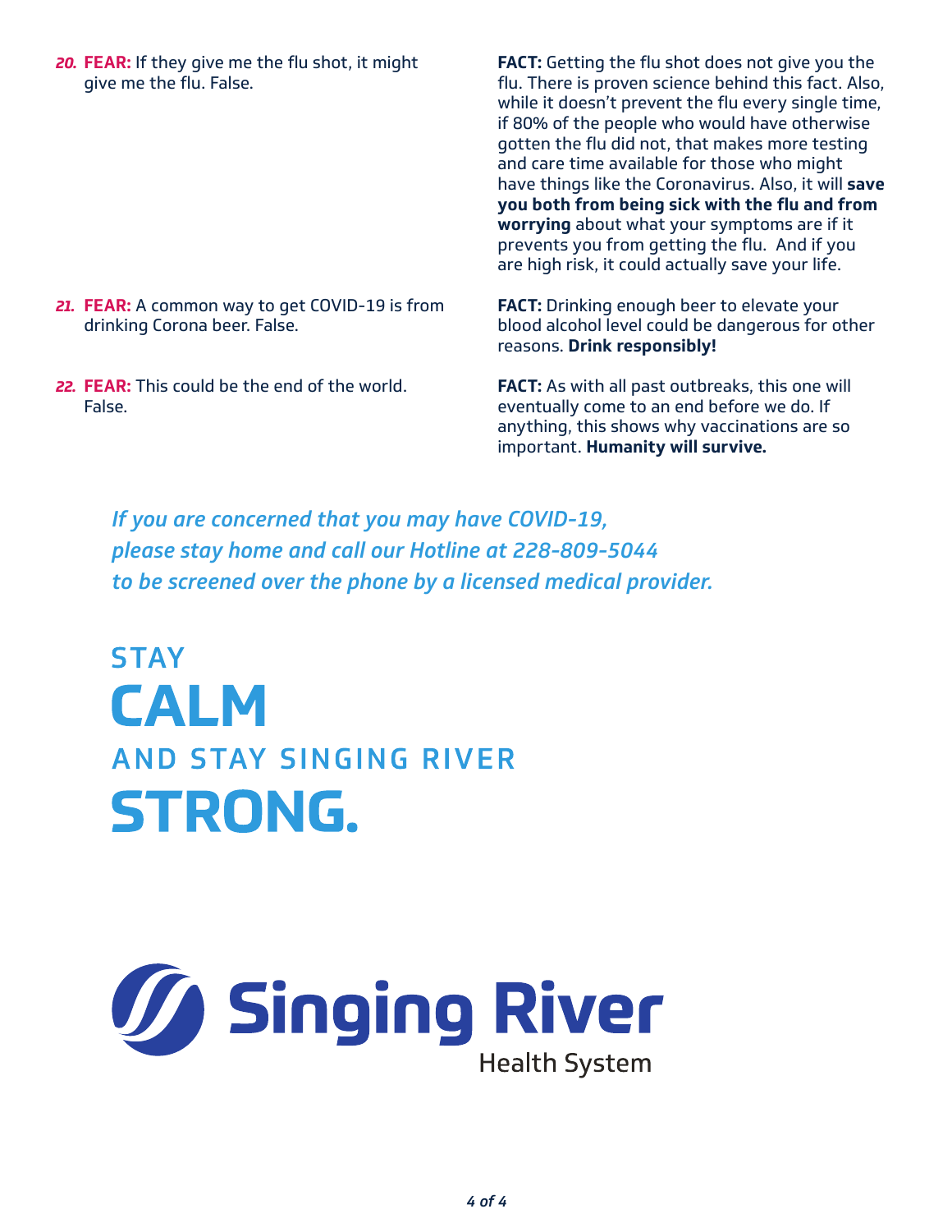20. **FEAR:** If they give me the flu shot, it might give me the flu. False.

**FACT:** Getting the flu shot does not give you the flu. There is proven science behind this fact. Also, while it doesn't prevent the flu every single time, if 80% of the people who would have otherwise gotten the flu did not, that makes more testing and care time available for those who might have things like the Coronavirus. Also, it will **save you both from being sick with the flu and from worrying** about what your symptoms are if it prevents you from getting the flu. And if you are high risk, it could actually save your life.

21. **FEAR:** A common way to get COVID-19 is from drinking Corona beer. False.

**FACT:** Drinking enough beer to elevate your blood alcohol level could be dangerous for other reasons. **Drink responsibly!**

22. **FEAR:** This could be the end of the world. False.

**FACT:** As with all past outbreaks, this one will eventually come to an end before we do. If anything, this shows why vaccinations are so important. **Humanity will survive.**

*If you are concerned that you may have COVID-19, please stay home and call our Hotline at 228-809-5044 to be screened over the phone by a licensed medical provider.*

## STAY **CALM** AND STAY SINGING RIVER **STRONG.**

**Singing River** Health System